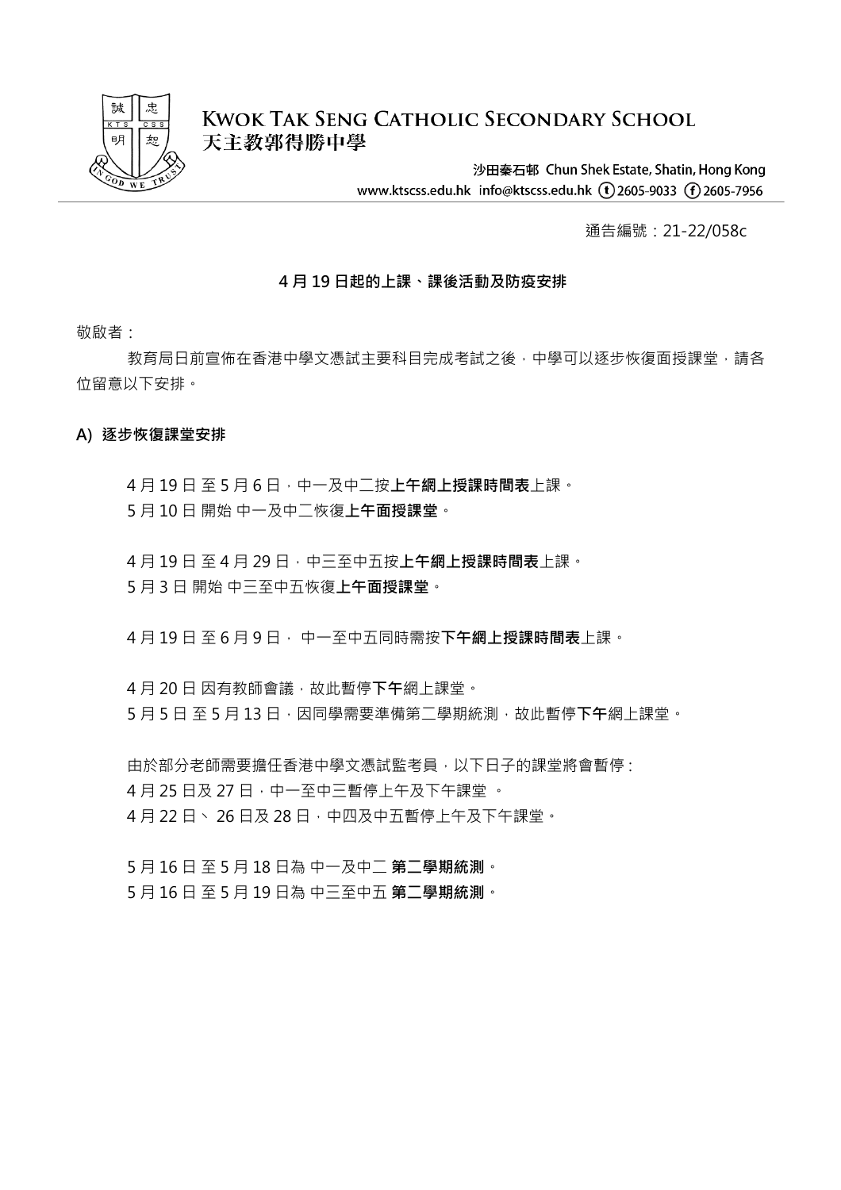**KWOK TAK SENG CATHOLIC SECONDARY SCHOOL**
**天主教郭得勝中學**

沙田秦石邨 Chun Shek Estate, Shatin, Hong Kong
www.ktscss.edu.hk info@ktscss.edu.hk (t) 2605-9033 (f) 2605-7956

通告編號：21-22/058c

## 4 月 19 日起的上課、課後活動及防疫安排

敬啟者：

教育局日前宣佈在香港中學文憑試主要科目完成考試之後，中學可以逐步恢復面授課堂，請各位留意以下安排。

### A) 逐步恢復課堂安排

4 月 19 日 至 5 月 6 日，中一及中二按**上午網上授課時間表**上課。
5 月 10 日 開始 中一及中二恢復**上午面授課堂**。

4 月 19 日 至 4 月 29 日，中三至中五按**上午網上授課時間表**上課。
5 月 3 日 開始 中三至中五恢復**上午面授課堂**。

4 月 19 日 至 6 月 9 日， 中一至中五同時需按**下午網上授課時間表**上課。

4 月 20 日 因有教師會議，故此暫停**下午**網上課堂。
5 月 5 日 至 5 月 13 日，因同學需要準備第二學期統測，故此暫停**下午**網上課堂。

由於部分老師需要擔任香港中學文憑試監考員，以下日子的課堂將會暫停：
4 月 25 日及 27 日，中一至中三暫停上午及下午課堂 。
4 月 22 日、 26 日及 28 日，中四及中五暫停上午及下午課堂。

5 月 16 日 至 5 月 18 日為 中一及中二 **第二學期統測**。
5 月 16 日 至 5 月 19 日為 中三至中五 **第二學期統測**。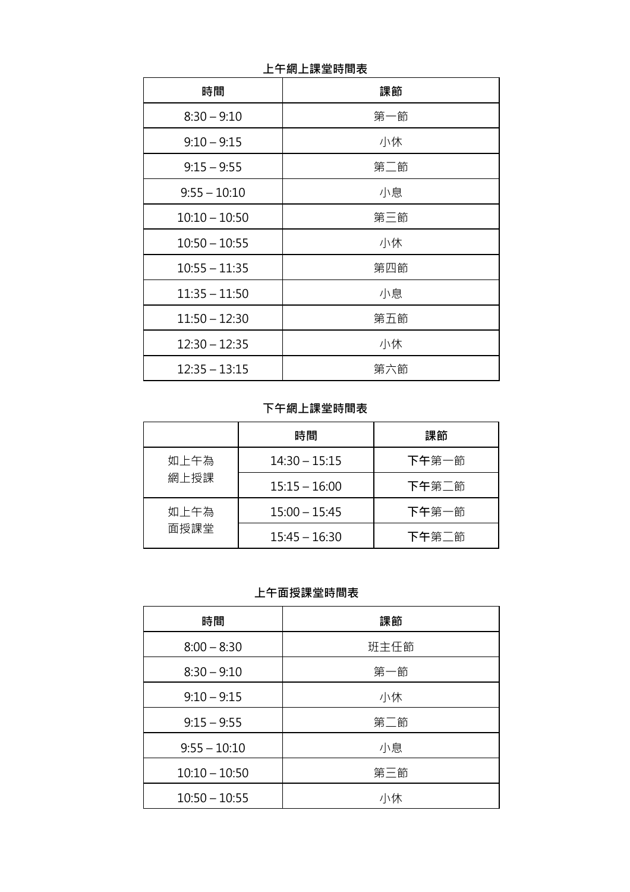**上午網上課堂時間表**

| 時間 | 課節 |
| --- | --- |
| 8:30 – 9:10 | 第一節 |
| 9:10 – 9:15 | 小休 |
| 9:15 – 9:55 | 第二節 |
| 9:55 – 10:10 | 小息 |
| 10:10 – 10:50 | 第三節 |
| 10:50 – 10:55 | 小休 |
| 10:55 – 11:35 | 第四節 |
| 11:35 – 11:50 | 小息 |
| 11:50 – 12:30 | 第五節 |
| 12:30 – 12:35 | 小休 |
| 12:35 – 13:15 | 第六節 |

**下午網上課堂時間表**

| | 時間 | 課節 |
| --- | --- | --- |
| 如上午為網上授課 | 14:30 – 15:15 | **下午**第一節 |
| | 15:15 – 16:00 | **下午**第二節 |
| 如上午為面授課堂 | 15:00 – 15:45 | **下午**第一節 |
| | 15:45 – 16:30 | **下午**第二節 |

**上午面授課堂時間表**

| 時間 | 課節 |
| --- | --- |
| 8:00 – 8:30 | 班主任節 |
| 8:30 – 9:10 | 第一節 |
| 9:10 – 9:15 | 小休 |
| 9:15 – 9:55 | 第二節 |
| 9:55 – 10:10 | 小息 |
| 10:10 – 10:50 | 第三節 |
| 10:50 – 10:55 | 小休 |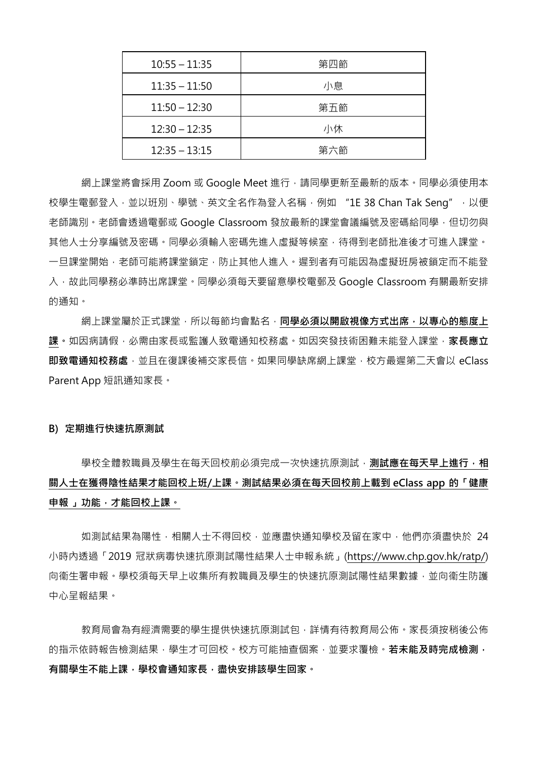| 10:55 – 11:35 | 第四節 |
|---|---|
| 11:35 – 11:50 | 小息 |
| 11:50 – 12:30 | 第五節 |
| 12:30 – 12:35 | 小休 |
| 12:35 – 13:15 | 第六節 |

網上課堂將會採用 Zoom 或 Google Meet 進行，請同學更新至最新的版本。同學必須使用本校學生電郵登入，並以班別、學號、英文全名作為登入名稱，例如 "1E 38 Chan Tak Seng" ，以便老師識別。老師會透過電郵或 Google Classroom 發放最新的課堂會議編號及密碼給同學，但切勿與其他人士分享編號及密碼。同學必須輸入密碼先進入虛擬等候室，待得到老師批准後才可進入課堂。一旦課堂開始，老師可能將課堂鎖定，防止其他人進入。遲到者有可能因為虛擬班房被鎖定而不能登入，故此同學務必準時出席課堂。同學必須每天要留意學校電郵及 Google Classroom 有關最新安排的通知。

網上課堂屬於正式課堂，所以每節均會點名，**同學必須以開啟視像方式出席，以專心的態度上課**。如因病請假，必需由家長或監護人致電通知校務處。如因突發技術困難未能登入課堂，**家長應立即致電通知校務處**，並且在復課後補交家長信。如果同學缺席網上課堂，校方最遲第二天會以 eClass Parent App 短訊通知家長。

**B) 定期進行快速抗原測試**

學校全體教職員及學生在每天回校前必須完成一次快速抗原測試，**測試應在每天早上進行，相關人士在獲得陰性結果才能回校上班/上課。測試結果必須在每天回校前上載到 eClass app 的「健康申報 」功能，才能回校上課。**

如測試結果為陽性，相關人士不得回校，並應盡快通知學校及留在家中，他們亦須盡快於 24 小時內透過「2019 冠狀病毒快速抗原測試陽性結果人士申報系統」(https://www.chp.gov.hk/ratp/) 向衞生署申報。學校須每天早上收集所有教職員及學生的快速抗原測試陽性結果數據，並向衞生防護中心呈報結果。

教育局會為有經濟需要的學生提供快速抗原測試包，詳情有待教育局公佈。家長須按稍後公佈的指示依時報告檢測結果，學生才可回校。校方可能抽查個案，並要求覆檢。**若未能及時完成檢測，有關學生不能上課，學校會通知家長，盡快安排該學生回家。**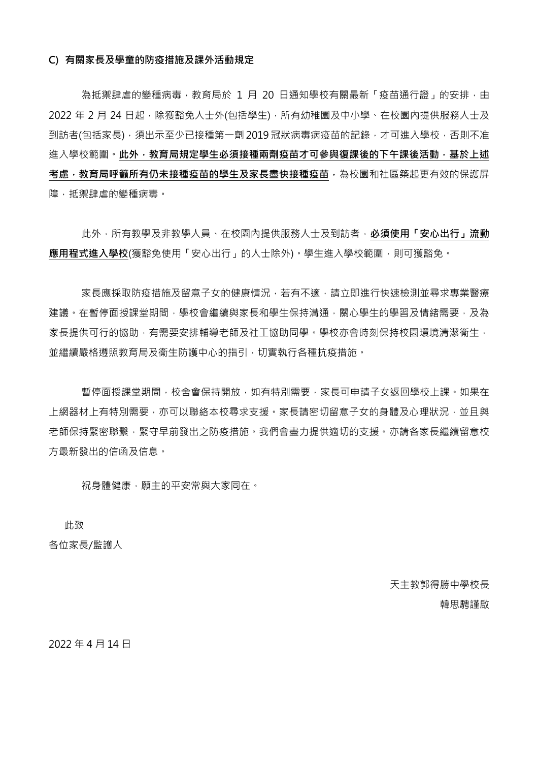### C) 有關家長及學童的防疫措施及課外活動規定

為抵禦肆虐的變種病毒，教育局於 1 月 20 日通知學校有關最新「疫苗通行證」的安排，由 2022 年 2 月 24 日起，除獲豁免人士外(包括學生)，所有幼稚園及中小學、在校園內提供服務人士及到訪者(包括家長)，須出示至少已接種第一劑 2019 冠狀病毒病疫苗的記錄，才可進入學校，否則不准進入學校範圍。**此外，教育局規定學生必須接種兩劑疫苗才可參與復課後的下午課後活動，基於上述考慮，教育局呼籲所有仍未接種疫苗的學生及家長盡快接種疫苗**，為校園和社區築起更有效的保護屏障，抵禦肆虐的變種病毒。

此外，所有教學及非教學人員、在校園內提供服務人士及到訪者，**必須使用「安心出行」流動應用程式進入學校**(獲豁免使用「安心出行」的人士除外)。學生進入學校範圍，則可獲豁免。

家長應採取防疫措施及留意子女的健康情況，若有不適，請立即進行快速檢測並尋求專業醫療建議。在暫停面授課堂期間，學校會繼續與家長和學生保持溝通，關心學生的學習及情緒需要，及為家長提供可行的協助，有需要安排輔導老師及社工協助同學。學校亦會時刻保持校園環境清潔衞生，並繼續嚴格遵照教育局及衞生防護中心的指引，切實執行各種抗疫措施。

暫停面授課堂期間，校舍會保持開放，如有特別需要，家長可申請子女返回學校上課。如果在上網器材上有特別需要，亦可以聯絡本校尋求支援。家長請密切留意子女的身體及心理狀況，並且與老師保持緊密聯繫，緊守早前發出之防疫措施。我們會盡力提供適切的支援。亦請各家長繼續留意校方最新發出的信函及信息。

祝身體健康，願主的平安常與大家同在。

此致

各位家長/監護人

天主教郭得勝中學校長

韓思騁謹啟

2022 年 4 月 14 日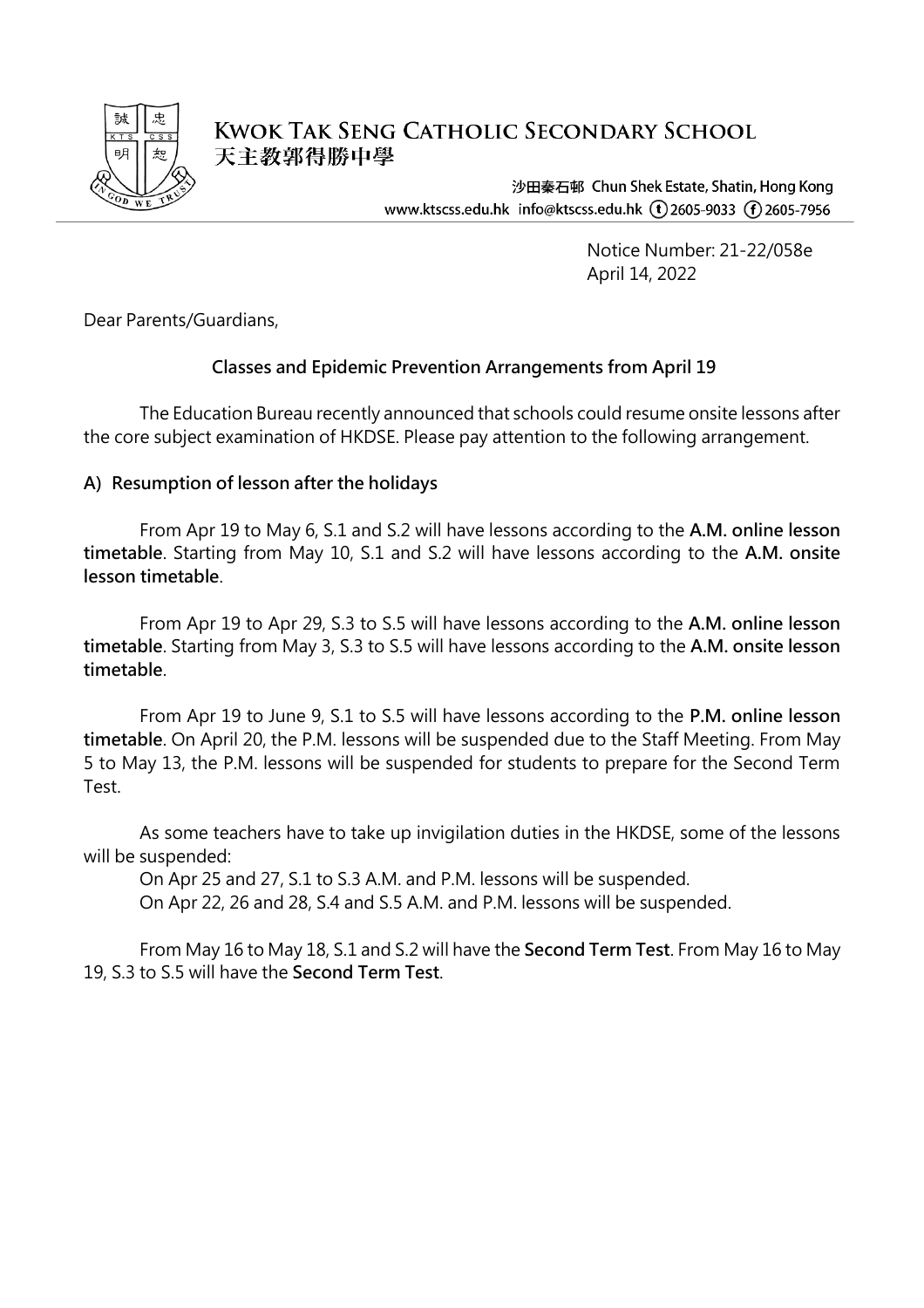# Kwok Tak Seng Catholic Secondary School
天主教郭得勝中學

沙田秦石邨 Chun Shek Estate, Shatin, Hong Kong
www.ktscss.edu.hk info@ktscss.edu.hk (t) 2605-9033 (f) 2605-7956

Notice Number: 21-22/058e
April 14, 2022

Dear Parents/Guardians,

## Classes and Epidemic Prevention Arrangements from April 19

The Education Bureau recently announced that schools could resume onsite lessons after the core subject examination of HKDSE. Please pay attention to the following arrangement.

### A) Resumption of lesson after the holidays

From Apr 19 to May 6, S.1 and S.2 will have lessons according to the **A.M. online lesson timetable**. Starting from May 10, S.1 and S.2 will have lessons according to the **A.M. onsite lesson timetable**.

From Apr 19 to Apr 29, S.3 to S.5 will have lessons according to the **A.M. online lesson timetable**. Starting from May 3, S.3 to S.5 will have lessons according to the **A.M. onsite lesson timetable**.

From Apr 19 to June 9, S.1 to S.5 will have lessons according to the **P.M. online lesson timetable**. On April 20, the P.M. lessons will be suspended due to the Staff Meeting. From May 5 to May 13, the P.M. lessons will be suspended for students to prepare for the Second Term Test.

As some teachers have to take up invigilation duties in the HKDSE, some of the lessons will be suspended:

On Apr 25 and 27, S.1 to S.3 A.M. and P.M. lessons will be suspended.

On Apr 22, 26 and 28, S.4 and S.5 A.M. and P.M. lessons will be suspended.

From May 16 to May 18, S.1 and S.2 will have the **Second Term Test**. From May 16 to May 19, S.3 to S.5 will have the **Second Term Test**.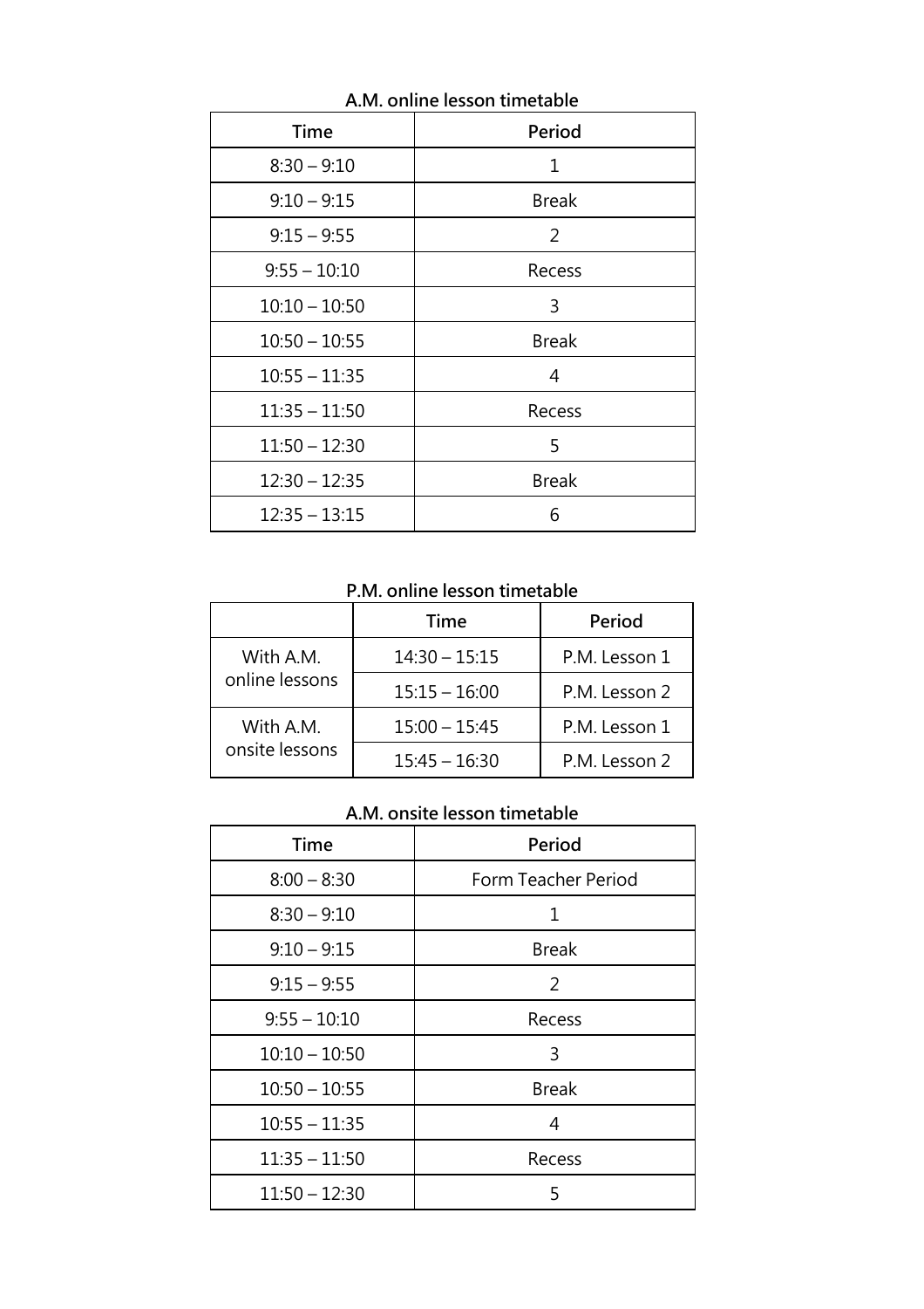**A.M. online lesson timetable**

| Time | Period |
| --- | --- |
| 8:30 – 9:10 | 1 |
| 9:10 – 9:15 | Break |
| 9:15 – 9:55 | 2 |
| 9:55 – 10:10 | Recess |
| 10:10 – 10:50 | 3 |
| 10:50 – 10:55 | Break |
| 10:55 – 11:35 | 4 |
| 11:35 – 11:50 | Recess |
| 11:50 – 12:30 | 5 |
| 12:30 – 12:35 | Break |
| 12:35 – 13:15 | 6 |

**P.M. online lesson timetable**

| | Time | Period |
| --- | --- | --- |
| With A.M. online lessons | 14:30 – 15:15 | P.M. Lesson 1 |
| | 15:15 – 16:00 | P.M. Lesson 2 |
| With A.M. onsite lessons | 15:00 – 15:45 | P.M. Lesson 1 |
| | 15:45 – 16:30 | P.M. Lesson 2 |

**A.M. onsite lesson timetable**

| Time | Period |
| --- | --- |
| 8:00 – 8:30 | Form Teacher Period |
| 8:30 – 9:10 | 1 |
| 9:10 – 9:15 | Break |
| 9:15 – 9:55 | 2 |
| 9:55 – 10:10 | Recess |
| 10:10 – 10:50 | 3 |
| 10:50 – 10:55 | Break |
| 10:55 – 11:35 | 4 |
| 11:35 – 11:50 | Recess |
| 11:50 – 12:30 | 5 |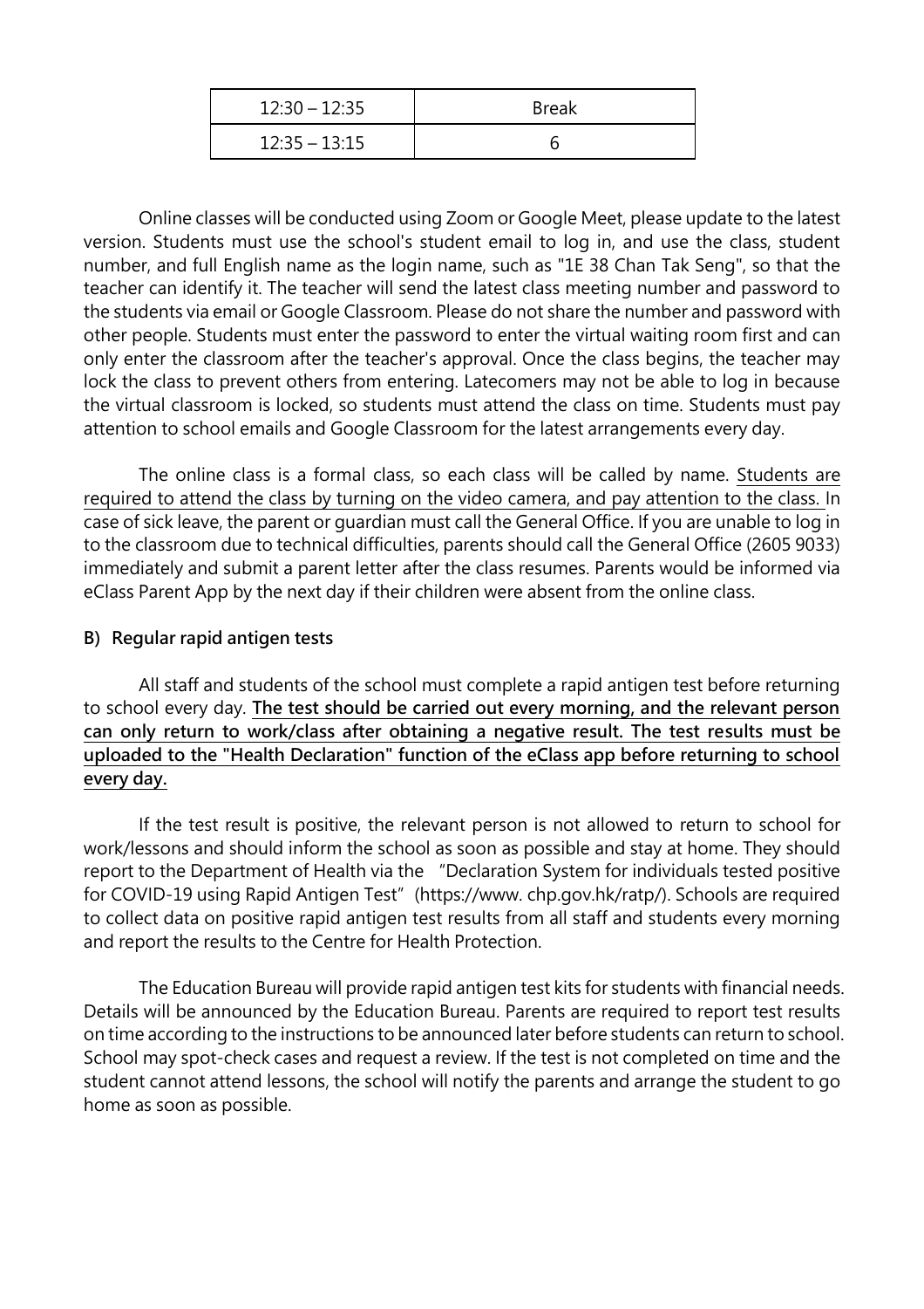| 12:30 – 12:35 | Break |
| --- | --- |
| 12:35 – 13:15 | 6 |

Online classes will be conducted using Zoom or Google Meet, please update to the latest version. Students must use the school's student email to log in, and use the class, student number, and full English name as the login name, such as "1E 38 Chan Tak Seng", so that the teacher can identify it. The teacher will send the latest class meeting number and password to the students via email or Google Classroom. Please do not share the number and password with other people. Students must enter the password to enter the virtual waiting room first and can only enter the classroom after the teacher's approval. Once the class begins, the teacher may lock the class to prevent others from entering. Latecomers may not be able to log in because the virtual classroom is locked, so students must attend the class on time. Students must pay attention to school emails and Google Classroom for the latest arrangements every day.

The online class is a formal class, so each class will be called by name. Students are required to attend the class by turning on the video camera, and pay attention to the class. In case of sick leave, the parent or guardian must call the General Office. If you are unable to log in to the classroom due to technical difficulties, parents should call the General Office (2605 9033) immediately and submit a parent letter after the class resumes. Parents would be informed via eClass Parent App by the next day if their children were absent from the online class.

**B) Regular rapid antigen tests**

All staff and students of the school must complete a rapid antigen test before returning to school every day. **The test should be carried out every morning, and the relevant person can only return to work/class after obtaining a negative result. The test results must be uploaded to the "Health Declaration" function of the eClass app before returning to school every day.**

If the test result is positive, the relevant person is not allowed to return to school for work/lessons and should inform the school as soon as possible and stay at home. They should report to the Department of Health via the "Declaration System for individuals tested positive for COVID-19 using Rapid Antigen Test" (https://www. chp.gov.hk/ratp/). Schools are required to collect data on positive rapid antigen test results from all staff and students every morning and report the results to the Centre for Health Protection.

The Education Bureau will provide rapid antigen test kits for students with financial needs. Details will be announced by the Education Bureau. Parents are required to report test results on time according to the instructions to be announced later before students can return to school. School may spot-check cases and request a review. If the test is not completed on time and the student cannot attend lessons, the school will notify the parents and arrange the student to go home as soon as possible.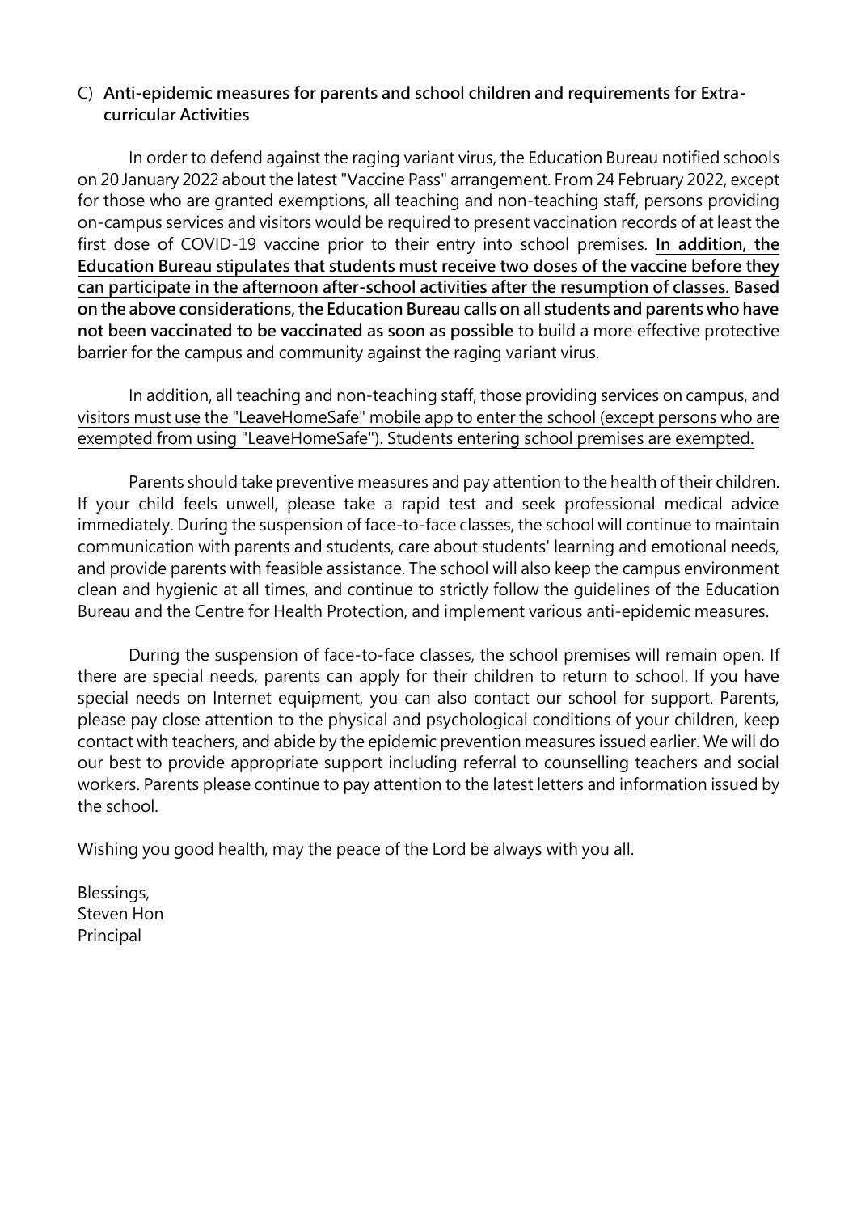C) **Anti-epidemic measures for parents and school children and requirements for Extra-curricular Activities**

In order to defend against the raging variant virus, the Education Bureau notified schools on 20 January 2022 about the latest "Vaccine Pass" arrangement. From 24 February 2022, except for those who are granted exemptions, all teaching and non-teaching staff, persons providing on-campus services and visitors would be required to present vaccination records of at least the first dose of COVID-19 vaccine prior to their entry into school premises. **In addition, the Education Bureau stipulates that students must receive two doses of the vaccine before they can participate in the afternoon after-school activities after the resumption of classes. Based on the above considerations, the Education Bureau calls on all students and parents who have not been vaccinated to be vaccinated as soon as possible** to build a more effective protective barrier for the campus and community against the raging variant virus.

In addition, all teaching and non-teaching staff, those providing services on campus, and visitors must use the "LeaveHomeSafe" mobile app to enter the school (except persons who are exempted from using "LeaveHomeSafe"). Students entering school premises are exempted.

Parents should take preventive measures and pay attention to the health of their children. If your child feels unwell, please take a rapid test and seek professional medical advice immediately. During the suspension of face-to-face classes, the school will continue to maintain communication with parents and students, care about students' learning and emotional needs, and provide parents with feasible assistance. The school will also keep the campus environment clean and hygienic at all times, and continue to strictly follow the guidelines of the Education Bureau and the Centre for Health Protection, and implement various anti-epidemic measures.

During the suspension of face-to-face classes, the school premises will remain open. If there are special needs, parents can apply for their children to return to school. If you have special needs on Internet equipment, you can also contact our school for support. Parents, please pay close attention to the physical and psychological conditions of your children, keep contact with teachers, and abide by the epidemic prevention measures issued earlier. We will do our best to provide appropriate support including referral to counselling teachers and social workers. Parents please continue to pay attention to the latest letters and information issued by the school.

Wishing you good health, may the peace of the Lord be always with you all.

Blessings,
Steven Hon
Principal